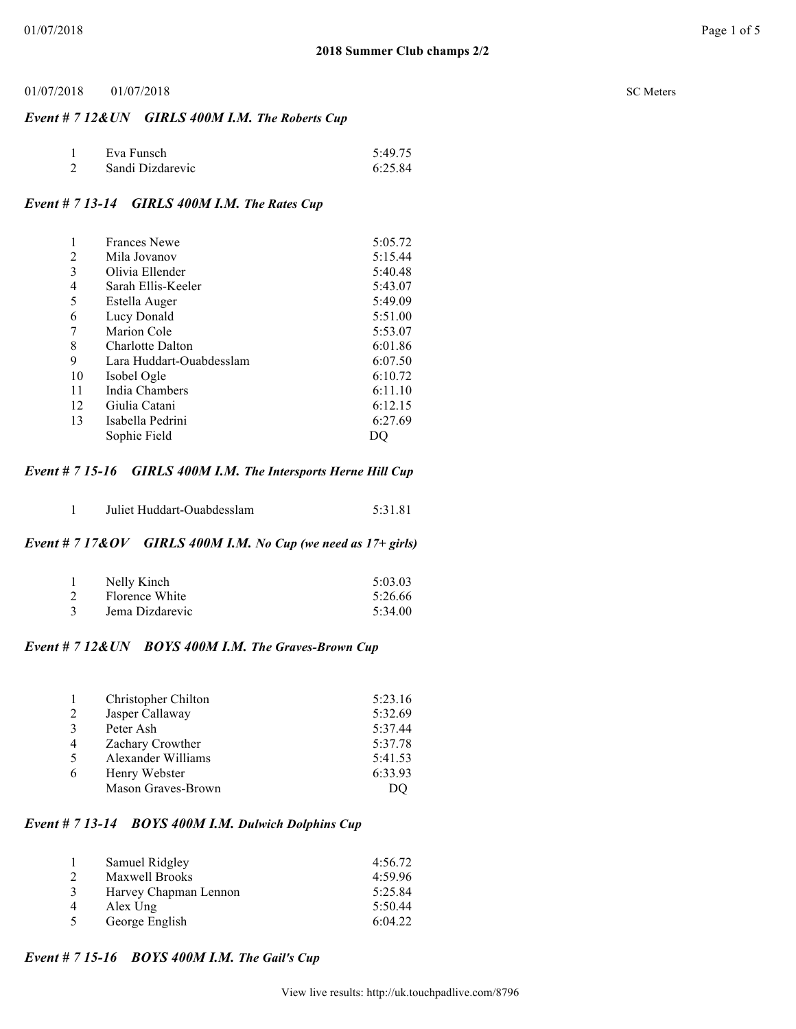## 2018 Summer Club champs 2/2

01/07/2018 01/07/2018 SC Meters

### *Event # 7 12&UN GIRLS 400M I.M. The Roberts Cup*

| Place | Name | Time |
|---|---|---|
| 1 | Eva Funsch | 5:49.75 |
| 2 | Sandi Dizdarevic | 6:25.84 |

### *Event # 7 13-14 GIRLS 400M I.M. The Rates Cup*

| Place | Name | Time |
|---|---|---|
| 1 | Frances Newe | 5:05.72 |
| 2 | Mila Jovanov | 5:15.44 |
| 3 | Olivia Ellender | 5:40.48 |
| 4 | Sarah Ellis-Keeler | 5:43.07 |
| 5 | Estella Auger | 5:49.09 |
| 6 | Lucy Donald | 5:51.00 |
| 7 | Marion Cole | 5:53.07 |
| 8 | Charlotte Dalton | 6:01.86 |
| 9 | Lara Huddart-Ouabdesslam | 6:07.50 |
| 10 | Isobel Ogle | 6:10.72 |
| 11 | India Chambers | 6:11.10 |
| 12 | Giulia Catani | 6:12.15 |
| 13 | Isabella Pedrini | 6:27.69 |
| | Sophie Field | DQ |

### *Event # 7 15-16 GIRLS 400M I.M. The Intersports Herne Hill Cup*

| Place | Name | Time |
|---|---|---|
| 1 | Juliet Huddart-Ouabdesslam | 5:31.81 |

### *Event # 7 17&OV GIRLS 400M I.M. No Cup (we need as 17+ girls)*

| Place | Name | Time |
|---|---|---|
| 1 | Nelly Kinch | 5:03.03 |
| 2 | Florence White | 5:26.66 |
| 3 | Jema Dizdarevic | 5:34.00 |

### *Event # 7 12&UN BOYS 400M I.M. The Graves-Brown Cup*

| Place | Name | Time |
|---|---|---|
| 1 | Christopher Chilton | 5:23.16 |
| 2 | Jasper Callaway | 5:32.69 |
| 3 | Peter Ash | 5:37.44 |
| 4 | Zachary Crowther | 5:37.78 |
| 5 | Alexander Williams | 5:41.53 |
| 6 | Henry Webster | 6:33.93 |
| | Mason Graves-Brown | DQ |

### *Event # 7 13-14 BOYS 400M I.M. Dulwich Dolphins Cup*

| Place | Name | Time |
|---|---|---|
| 1 | Samuel Ridgley | 4:56.72 |
| 2 | Maxwell Brooks | 4:59.96 |
| 3 | Harvey Chapman Lennon | 5:25.84 |
| 4 | Alex Ung | 5:50.44 |
| 5 | George English | 6:04.22 |

### *Event # 7 15-16 BOYS 400M I.M. The Gail's Cup*

View live results: http://uk.touchpadlive.com/8796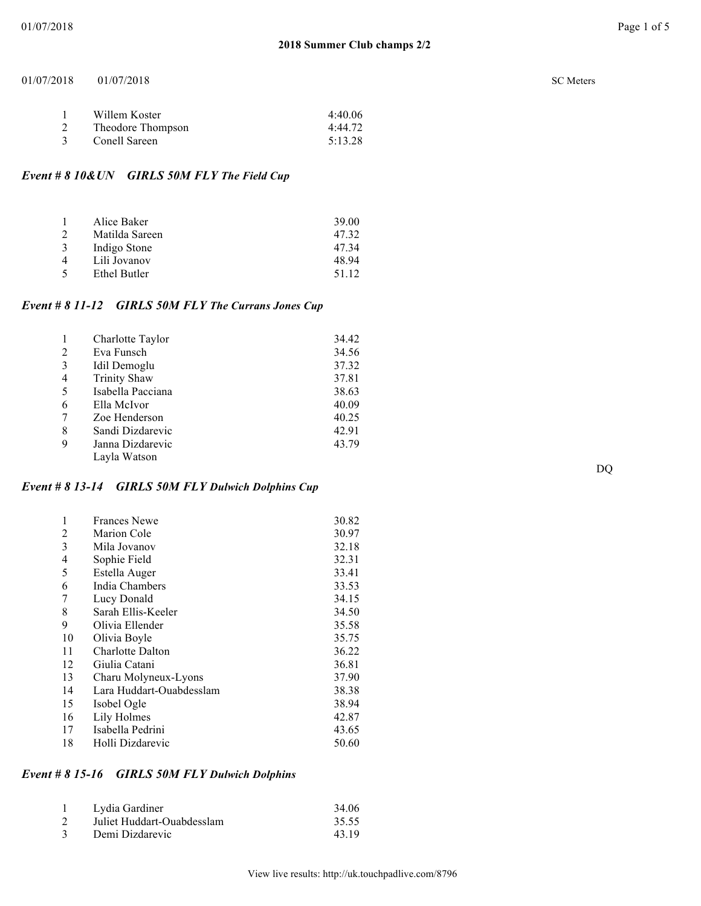**2018 Summer Club champs 2/2**

01/07/2018 01/07/2018 SC Meters

| | | |
|---|---|---|
| 1 | Willem Koster | 4:40.06 |
| 2 | Theodore Thompson | 4:44.72 |
| 3 | Conell Sareen | 5:13.28 |

### *Event # 8 10&UN GIRLS 50M FLY The Field Cup*

| | | |
|---|---|---|
| 1 | Alice Baker | 39.00 |
| 2 | Matilda Sareen | 47.32 |
| 3 | Indigo Stone | 47.34 |
| 4 | Lili Jovanov | 48.94 |
| 5 | Ethel Butler | 51.12 |

### *Event # 8 11-12 GIRLS 50M FLY The Currans Jones Cup*

| | | | |
|---|---|---|---|
| 1 | Charlotte Taylor | 34.42 | |
| 2 | Eva Funsch | 34.56 | |
| 3 | Idil Demoglu | 37.32 | |
| 4 | Trinity Shaw | 37.81 | |
| 5 | Isabella Pacciana | 38.63 | |
| 6 | Ella McIvor | 40.09 | |
| 7 | Zoe Henderson | 40.25 | |
| 8 | Sandi Dizdarevic | 42.91 | |
| 9 | Janna Dizdarevic | 43.79 | |
| | Layla Watson | | DQ |

### *Event # 8 13-14 GIRLS 50M FLY Dulwich Dolphins Cup*

| | | |
|---|---|---|
| 1 | Frances Newe | 30.82 |
| 2 | Marion Cole | 30.97 |
| 3 | Mila Jovanov | 32.18 |
| 4 | Sophie Field | 32.31 |
| 5 | Estella Auger | 33.41 |
| 6 | India Chambers | 33.53 |
| 7 | Lucy Donald | 34.15 |
| 8 | Sarah Ellis-Keeler | 34.50 |
| 9 | Olivia Ellender | 35.58 |
| 10 | Olivia Boyle | 35.75 |
| 11 | Charlotte Dalton | 36.22 |
| 12 | Giulia Catani | 36.81 |
| 13 | Charu Molyneux-Lyons | 37.90 |
| 14 | Lara Huddart-Ouabdesslam | 38.38 |
| 15 | Isobel Ogle | 38.94 |
| 16 | Lily Holmes | 42.87 |
| 17 | Isabella Pedrini | 43.65 |
| 18 | Holli Dizdarevic | 50.60 |

### *Event # 8 15-16 GIRLS 50M FLY Dulwich Dolphins*

| | | |
|---|---|---|
| 1 | Lydia Gardiner | 34.06 |
| 2 | Juliet Huddart-Ouabdesslam | 35.55 |
| 3 | Demi Dizdarevic | 43.19 |

View live results: http://uk.touchpadlive.com/8796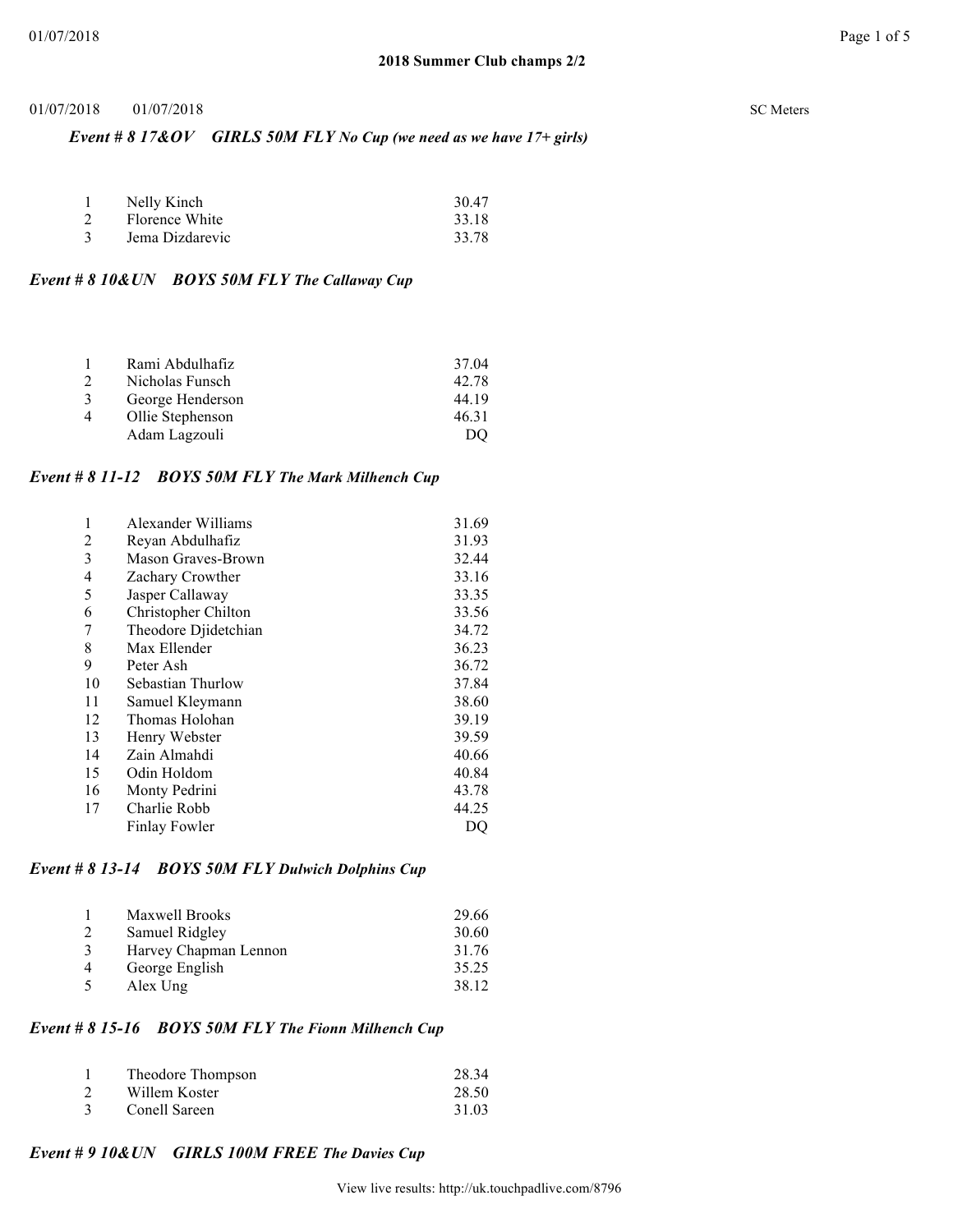**2018 Summer Club champs 2/2**

01/07/2018 01/07/2018 SC Meters

### *Event # 8 17&OV GIRLS 50M FLY No Cup (we need as we have 17+ girls)*

| | | |
|---|---|---|
| 1 | Nelly Kinch | 30.47 |
| 2 | Florence White | 33.18 |
| 3 | Jema Dizdarevic | 33.78 |

### *Event # 8 10&UN BOYS 50M FLY The Callaway Cup*

| | | |
|---|---|---|
| 1 | Rami Abdulhafiz | 37.04 |
| 2 | Nicholas Funsch | 42.78 |
| 3 | George Henderson | 44.19 |
| 4 | Ollie Stephenson | 46.31 |
| | Adam Lagzouli | DQ |

### *Event # 8 11-12 BOYS 50M FLY The Mark Milhench Cup*

| | | |
|---|---|---|
| 1 | Alexander Williams | 31.69 |
| 2 | Reyan Abdulhafiz | 31.93 |
| 3 | Mason Graves-Brown | 32.44 |
| 4 | Zachary Crowther | 33.16 |
| 5 | Jasper Callaway | 33.35 |
| 6 | Christopher Chilton | 33.56 |
| 7 | Theodore Djidetchian | 34.72 |
| 8 | Max Ellender | 36.23 |
| 9 | Peter Ash | 36.72 |
| 10 | Sebastian Thurlow | 37.84 |
| 11 | Samuel Kleymann | 38.60 |
| 12 | Thomas Holohan | 39.19 |
| 13 | Henry Webster | 39.59 |
| 14 | Zain Almahdi | 40.66 |
| 15 | Odin Holdom | 40.84 |
| 16 | Monty Pedrini | 43.78 |
| 17 | Charlie Robb | 44.25 |
| | Finlay Fowler | DQ |

### *Event # 8 13-14 BOYS 50M FLY Dulwich Dolphins Cup*

| | | |
|---|---|---|
| 1 | Maxwell Brooks | 29.66 |
| 2 | Samuel Ridgley | 30.60 |
| 3 | Harvey Chapman Lennon | 31.76 |
| 4 | George English | 35.25 |
| 5 | Alex Ung | 38.12 |

### *Event # 8 15-16 BOYS 50M FLY The Fionn Milhench Cup*

| | | |
|---|---|---|
| 1 | Theodore Thompson | 28.34 |
| 2 | Willem Koster | 28.50 |
| 3 | Conell Sareen | 31.03 |

### *Event # 9 10&UN GIRLS 100M FREE The Davies Cup*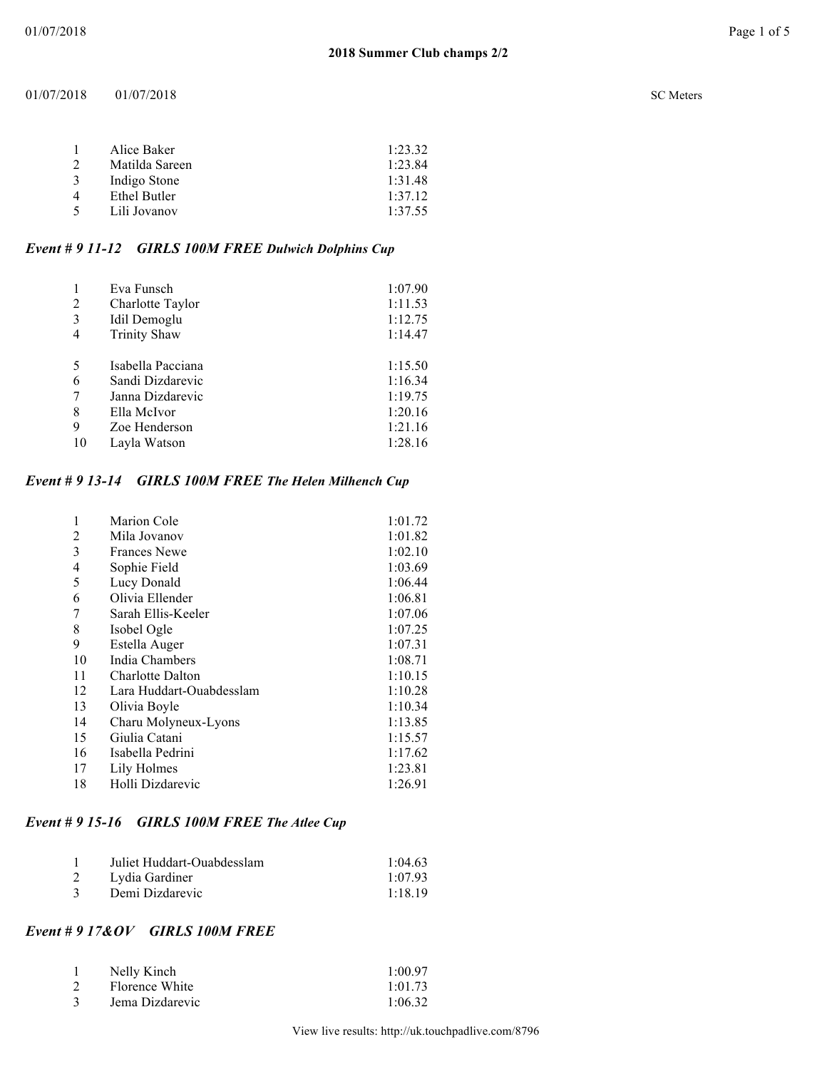**2018 Summer Club champs 2/2**

01/07/2018 01/07/2018 SC Meters

| | | |
|---|---|---|
| 1 | Alice Baker | 1:23.32 |
| 2 | Matilda Sareen | 1:23.84 |
| 3 | Indigo Stone | 1:31.48 |
| 4 | Ethel Butler | 1:37.12 |
| 5 | Lili Jovanov | 1:37.55 |

### *Event # 9 11-12 GIRLS 100M FREE Dulwich Dolphins Cup*

| | | |
|---|---|---|
| 1 | Eva Funsch | 1:07.90 |
| 2 | Charlotte Taylor | 1:11.53 |
| 3 | Idil Demoglu | 1:12.75 |
| 4 | Trinity Shaw | 1:14.47 |
| 5 | Isabella Pacciana | 1:15.50 |
| 6 | Sandi Dizdarevic | 1:16.34 |
| 7 | Janna Dizdarevic | 1:19.75 |
| 8 | Ella McIvor | 1:20.16 |
| 9 | Zoe Henderson | 1:21.16 |
| 10 | Layla Watson | 1:28.16 |

### *Event # 9 13-14 GIRLS 100M FREE The Helen Milhench Cup*

| | | |
|---|---|---|
| 1 | Marion Cole | 1:01.72 |
| 2 | Mila Jovanov | 1:01.82 |
| 3 | Frances Newe | 1:02.10 |
| 4 | Sophie Field | 1:03.69 |
| 5 | Lucy Donald | 1:06.44 |
| 6 | Olivia Ellender | 1:06.81 |
| 7 | Sarah Ellis-Keeler | 1:07.06 |
| 8 | Isobel Ogle | 1:07.25 |
| 9 | Estella Auger | 1:07.31 |
| 10 | India Chambers | 1:08.71 |
| 11 | Charlotte Dalton | 1:10.15 |
| 12 | Lara Huddart-Ouabdesslam | 1:10.28 |
| 13 | Olivia Boyle | 1:10.34 |
| 14 | Charu Molyneux-Lyons | 1:13.85 |
| 15 | Giulia Catani | 1:15.57 |
| 16 | Isabella Pedrini | 1:17.62 |
| 17 | Lily Holmes | 1:23.81 |
| 18 | Holli Dizdarevic | 1:26.91 |

### *Event # 9 15-16 GIRLS 100M FREE The Atlee Cup*

| | | |
|---|---|---|
| 1 | Juliet Huddart-Ouabdesslam | 1:04.63 |
| 2 | Lydia Gardiner | 1:07.93 |
| 3 | Demi Dizdarevic | 1:18.19 |

### *Event # 9 17&OV GIRLS 100M FREE*

| | | |
|---|---|---|
| 1 | Nelly Kinch | 1:00.97 |
| 2 | Florence White | 1:01.73 |
| 3 | Jema Dizdarevic | 1:06.32 |

View live results: http://uk.touchpadlive.com/8796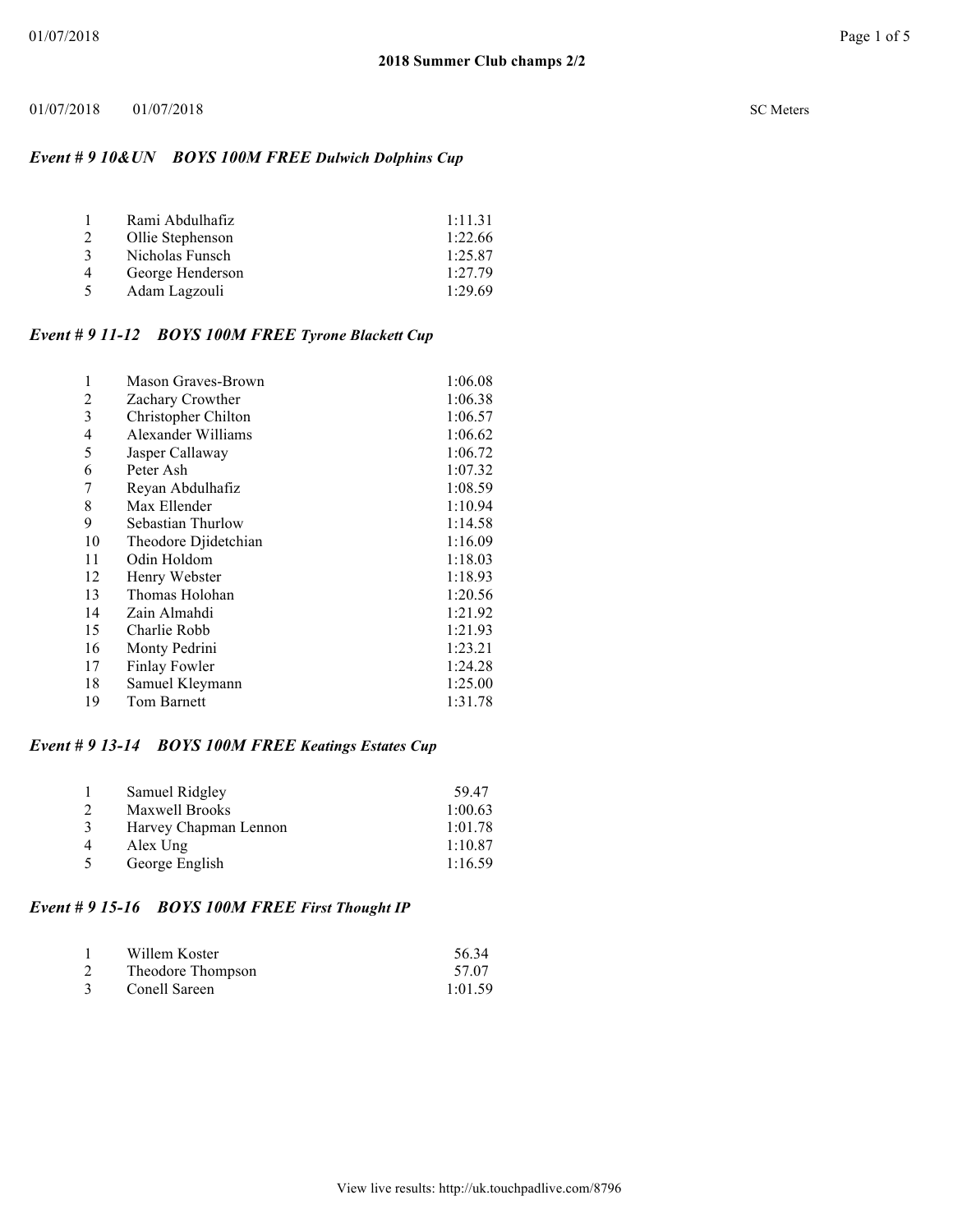## 2018 Summer Club champs 2/2

01/07/2018 01/07/2018 SC Meters

### *Event # 9 10&UN BOYS 100M FREE Dulwich Dolphins Cup*

| | | |
|---|---|---|
| 1 | Rami Abdulhafiz | 1:11.31 |
| 2 | Ollie Stephenson | 1:22.66 |
| 3 | Nicholas Funsch | 1:25.87 |
| 4 | George Henderson | 1:27.79 |
| 5 | Adam Lagzouli | 1:29.69 |

### *Event # 9 11-12 BOYS 100M FREE Tyrone Blackett Cup*

| | | |
|---|---|---|
| 1 | Mason Graves-Brown | 1:06.08 |
| 2 | Zachary Crowther | 1:06.38 |
| 3 | Christopher Chilton | 1:06.57 |
| 4 | Alexander Williams | 1:06.62 |
| 5 | Jasper Callaway | 1:06.72 |
| 6 | Peter Ash | 1:07.32 |
| 7 | Reyan Abdulhafiz | 1:08.59 |
| 8 | Max Ellender | 1:10.94 |
| 9 | Sebastian Thurlow | 1:14.58 |
| 10 | Theodore Djidetchian | 1:16.09 |
| 11 | Odin Holdom | 1:18.03 |
| 12 | Henry Webster | 1:18.93 |
| 13 | Thomas Holohan | 1:20.56 |
| 14 | Zain Almahdi | 1:21.92 |
| 15 | Charlie Robb | 1:21.93 |
| 16 | Monty Pedrini | 1:23.21 |
| 17 | Finlay Fowler | 1:24.28 |
| 18 | Samuel Kleymann | 1:25.00 |
| 19 | Tom Barnett | 1:31.78 |

### *Event # 9 13-14 BOYS 100M FREE Keatings Estates Cup*

| | | |
|---|---|---|
| 1 | Samuel Ridgley | 59.47 |
| 2 | Maxwell Brooks | 1:00.63 |
| 3 | Harvey Chapman Lennon | 1:01.78 |
| 4 | Alex Ung | 1:10.87 |
| 5 | George English | 1:16.59 |

### *Event # 9 15-16 BOYS 100M FREE First Thought IP*

| | | |
|---|---|---|
| 1 | Willem Koster | 56.34 |
| 2 | Theodore Thompson | 57.07 |
| 3 | Conell Sareen | 1:01.59 |

View live results: http://uk.touchpadlive.com/8796